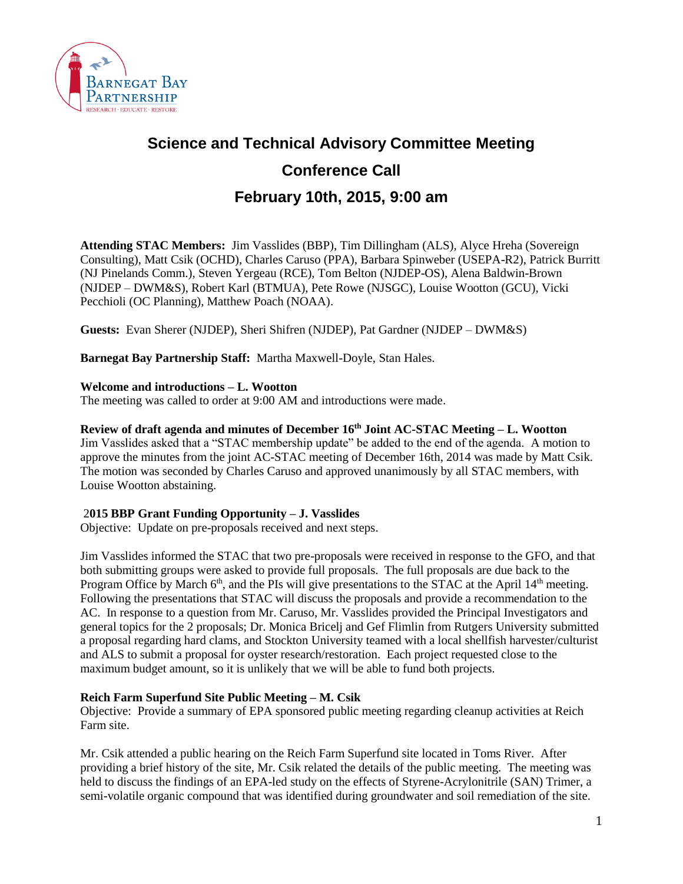# Science and Technical Advisory Committee Meeting

## Conference Call

## February 10th, 2015, 9:00 am

**Attending STAC Members:** Jim Vasslides (BBP), Tim Dillingham (ALS), Alyce Hreha (Sovereign Consulting), Matt Csik (OCHD), Charles Caruso (PPA), Barbara Spinweber (USEPA-R2), Patrick Burritt (NJ Pinelands Comm.), Steven Yergeau (RCE), Tom Belton (NJDEP-OS), Alena Baldwin-Brown (NJDEP – DWM&S), Robert Karl (BTMUA), Pete Rowe (NJSGC), Louise Wootton (GCU), Vicki Pecchioli (OC Planning), Matthew Poach (NOAA).

**Guests:** Evan Sherer (NJDEP), Sheri Shifren (NJDEP), Pat Gardner (NJDEP – DWM&S)

**Barnegat Bay Partnership Staff:** Martha Maxwell-Doyle, Stan Hales.

**Welcome and introductions – L. Wootton**

The meeting was called to order at 9:00 AM and introductions were made.

**Review of draft agenda and minutes of December 16th Joint AC-STAC Meeting – L. Wootton**

Jim Vasslides asked that a "STAC membership update" be added to the end of the agenda. A motion to approve the minutes from the joint AC-STAC meeting of December 16th, 2014 was made by Matt Csik. The motion was seconded by Charles Caruso and approved unanimously by all STAC members, with Louise Wootton abstaining.

**2015 BBP Grant Funding Opportunity – J. Vasslides**

Objective: Update on pre-proposals received and next steps.

Jim Vasslides informed the STAC that two pre-proposals were received in response to the GFO, and that both submitting groups were asked to provide full proposals. The full proposals are due back to the Program Office by March 6th, and the PIs will give presentations to the STAC at the April 14th meeting. Following the presentations that STAC will discuss the proposals and provide a recommendation to the AC. In response to a question from Mr. Caruso, Mr. Vasslides provided the Principal Investigators and general topics for the 2 proposals; Dr. Monica Bricelj and Gef Flimlin from Rutgers University submitted a proposal regarding hard clams, and Stockton University teamed with a local shellfish harvester/culturist and ALS to submit a proposal for oyster research/restoration. Each project requested close to the maximum budget amount, so it is unlikely that we will be able to fund both projects.

**Reich Farm Superfund Site Public Meeting – M. Csik**

Objective: Provide a summary of EPA sponsored public meeting regarding cleanup activities at Reich Farm site.

Mr. Csik attended a public hearing on the Reich Farm Superfund site located in Toms River. After providing a brief history of the site, Mr. Csik related the details of the public meeting. The meeting was held to discuss the findings of an EPA-led study on the effects of Styrene-Acrylonitrile (SAN) Trimer, a semi-volatile organic compound that was identified during groundwater and soil remediation of the site.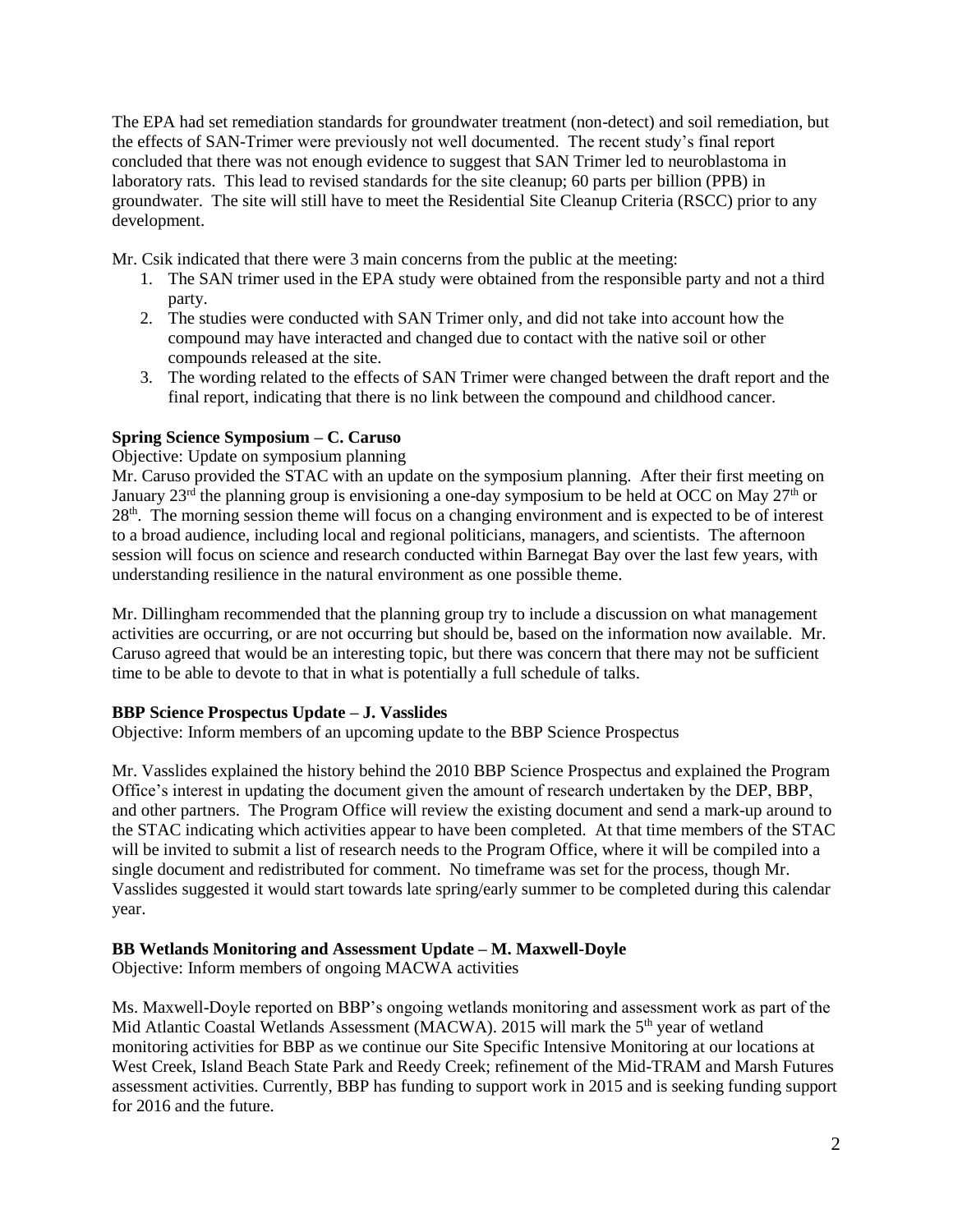The EPA had set remediation standards for groundwater treatment (non-detect) and soil remediation, but the effects of SAN-Trimer were previously not well documented. The recent study's final report concluded that there was not enough evidence to suggest that SAN Trimer led to neuroblastoma in laboratory rats. This lead to revised standards for the site cleanup; 60 parts per billion (PPB) in groundwater. The site will still have to meet the Residential Site Cleanup Criteria (RSCC) prior to any development.

Mr. Csik indicated that there were 3 main concerns from the public at the meeting:

1. The SAN trimer used in the EPA study were obtained from the responsible party and not a third party.
2. The studies were conducted with SAN Trimer only, and did not take into account how the compound may have interacted and changed due to contact with the native soil or other compounds released at the site.
3. The wording related to the effects of SAN Trimer were changed between the draft report and the final report, indicating that there is no link between the compound and childhood cancer.

**Spring Science Symposium – C. Caruso**

Objective: Update on symposium planning

Mr. Caruso provided the STAC with an update on the symposium planning. After their first meeting on January 23rd the planning group is envisioning a one-day symposium to be held at OCC on May 27th or 28th. The morning session theme will focus on a changing environment and is expected to be of interest to a broad audience, including local and regional politicians, managers, and scientists. The afternoon session will focus on science and research conducted within Barnegat Bay over the last few years, with understanding resilience in the natural environment as one possible theme.

Mr. Dillingham recommended that the planning group try to include a discussion on what management activities are occurring, or are not occurring but should be, based on the information now available. Mr. Caruso agreed that would be an interesting topic, but there was concern that there may not be sufficient time to be able to devote to that in what is potentially a full schedule of talks.

**BBP Science Prospectus Update – J. Vasslides**

Objective: Inform members of an upcoming update to the BBP Science Prospectus

Mr. Vasslides explained the history behind the 2010 BBP Science Prospectus and explained the Program Office's interest in updating the document given the amount of research undertaken by the DEP, BBP, and other partners. The Program Office will review the existing document and send a mark-up around to the STAC indicating which activities appear to have been completed. At that time members of the STAC will be invited to submit a list of research needs to the Program Office, where it will be compiled into a single document and redistributed for comment. No timeframe was set for the process, though Mr. Vasslides suggested it would start towards late spring/early summer to be completed during this calendar year.

**BB Wetlands Monitoring and Assessment Update – M. Maxwell-Doyle**

Objective: Inform members of ongoing MACWA activities

Ms. Maxwell-Doyle reported on BBP's ongoing wetlands monitoring and assessment work as part of the Mid Atlantic Coastal Wetlands Assessment (MACWA). 2015 will mark the 5th year of wetland monitoring activities for BBP as we continue our Site Specific Intensive Monitoring at our locations at West Creek, Island Beach State Park and Reedy Creek; refinement of the Mid-TRAM and Marsh Futures assessment activities. Currently, BBP has funding to support work in 2015 and is seeking funding support for 2016 and the future.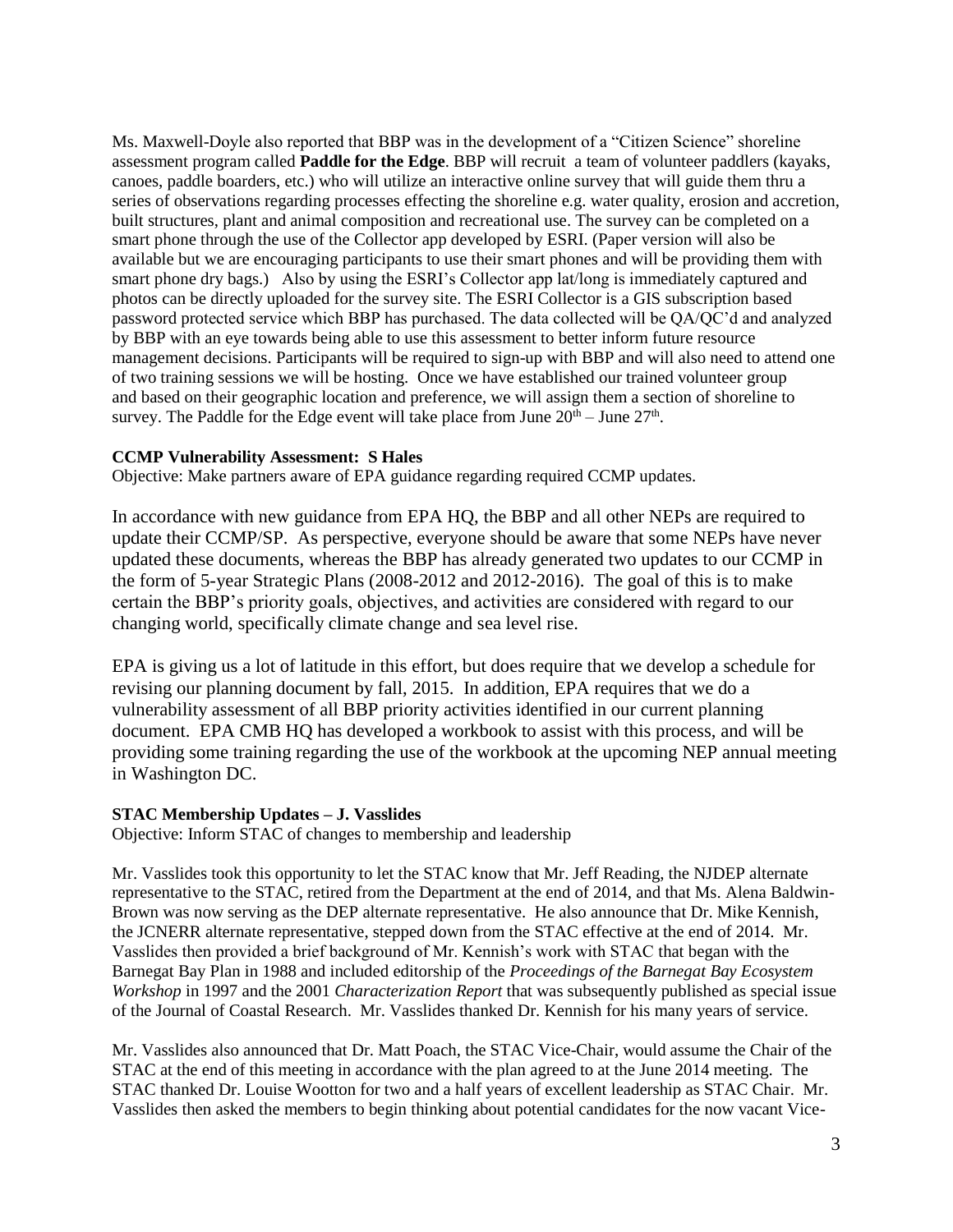Ms. Maxwell-Doyle also reported that BBP was in the development of a "Citizen Science" shoreline assessment program called **Paddle for the Edge**. BBP will recruit a team of volunteer paddlers (kayaks, canoes, paddle boarders, etc.) who will utilize an interactive online survey that will guide them thru a series of observations regarding processes effecting the shoreline e.g. water quality, erosion and accretion, built structures, plant and animal composition and recreational use. The survey can be completed on a smart phone through the use of the Collector app developed by ESRI. (Paper version will also be available but we are encouraging participants to use their smart phones and will be providing them with smart phone dry bags.) Also by using the ESRI's Collector app lat/long is immediately captured and photos can be directly uploaded for the survey site. The ESRI Collector is a GIS subscription based password protected service which BBP has purchased. The data collected will be QA/QC'd and analyzed by BBP with an eye towards being able to use this assessment to better inform future resource management decisions. Participants will be required to sign-up with BBP and will also need to attend one of two training sessions we will be hosting. Once we have established our trained volunteer group and based on their geographic location and preference, we will assign them a section of shoreline to survey. The Paddle for the Edge event will take place from June 20th – June 27th.

**CCMP Vulnerability Assessment: S Hales**

Objective: Make partners aware of EPA guidance regarding required CCMP updates.

In accordance with new guidance from EPA HQ, the BBP and all other NEPs are required to update their CCMP/SP. As perspective, everyone should be aware that some NEPs have never updated these documents, whereas the BBP has already generated two updates to our CCMP in the form of 5-year Strategic Plans (2008-2012 and 2012-2016). The goal of this is to make certain the BBP's priority goals, objectives, and activities are considered with regard to our changing world, specifically climate change and sea level rise.

EPA is giving us a lot of latitude in this effort, but does require that we develop a schedule for revising our planning document by fall, 2015. In addition, EPA requires that we do a vulnerability assessment of all BBP priority activities identified in our current planning document. EPA CMB HQ has developed a workbook to assist with this process, and will be providing some training regarding the use of the workbook at the upcoming NEP annual meeting in Washington DC.

**STAC Membership Updates – J. Vasslides**

Objective: Inform STAC of changes to membership and leadership

Mr. Vasslides took this opportunity to let the STAC know that Mr. Jeff Reading, the NJDEP alternate representative to the STAC, retired from the Department at the end of 2014, and that Ms. Alena Baldwin-Brown was now serving as the DEP alternate representative. He also announce that Dr. Mike Kennish, the JCNERR alternate representative, stepped down from the STAC effective at the end of 2014. Mr. Vasslides then provided a brief background of Mr. Kennish's work with STAC that began with the Barnegat Bay Plan in 1988 and included editorship of the *Proceedings of the Barnegat Bay Ecosystem Workshop* in 1997 and the 2001 *Characterization Report* that was subsequently published as special issue of the Journal of Coastal Research. Mr. Vasslides thanked Dr. Kennish for his many years of service.

Mr. Vasslides also announced that Dr. Matt Poach, the STAC Vice-Chair, would assume the Chair of the STAC at the end of this meeting in accordance with the plan agreed to at the June 2014 meeting. The STAC thanked Dr. Louise Wootton for two and a half years of excellent leadership as STAC Chair. Mr. Vasslides then asked the members to begin thinking about potential candidates for the now vacant Vice-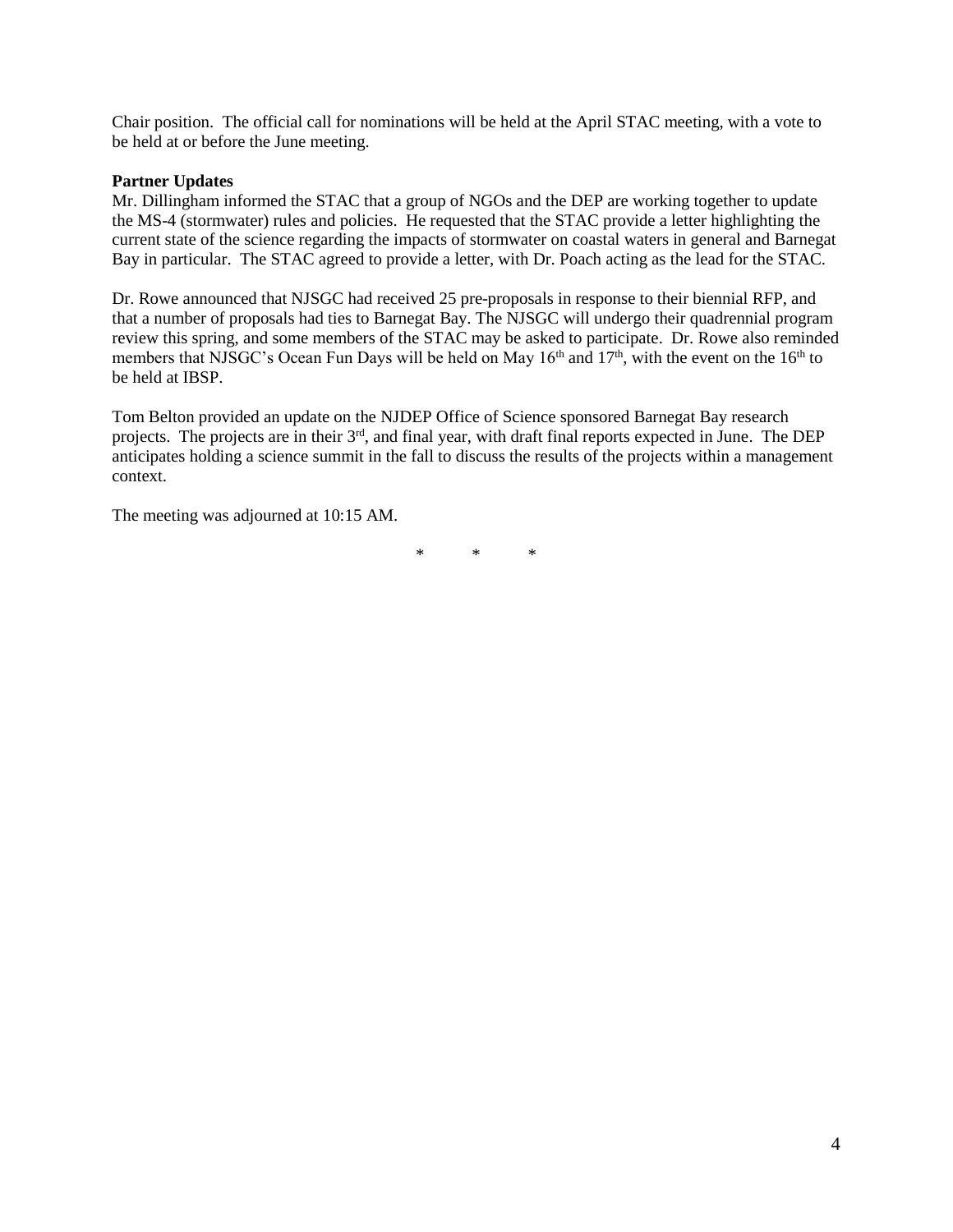Chair position. The official call for nominations will be held at the April STAC meeting, with a vote to be held at or before the June meeting.

**Partner Updates**

Mr. Dillingham informed the STAC that a group of NGOs and the DEP are working together to update the MS-4 (stormwater) rules and policies. He requested that the STAC provide a letter highlighting the current state of the science regarding the impacts of stormwater on coastal waters in general and Barnegat Bay in particular. The STAC agreed to provide a letter, with Dr. Poach acting as the lead for the STAC.

Dr. Rowe announced that NJSGC had received 25 pre-proposals in response to their biennial RFP, and that a number of proposals had ties to Barnegat Bay. The NJSGC will undergo their quadrennial program review this spring, and some members of the STAC may be asked to participate. Dr. Rowe also reminded members that NJSGC's Ocean Fun Days will be held on May 16th and 17th, with the event on the 16th to be held at IBSP.

Tom Belton provided an update on the NJDEP Office of Science sponsored Barnegat Bay research projects. The projects are in their 3rd, and final year, with draft final reports expected in June. The DEP anticipates holding a science summit in the fall to discuss the results of the projects within a management context.

The meeting was adjourned at 10:15 AM.

\* \* \*